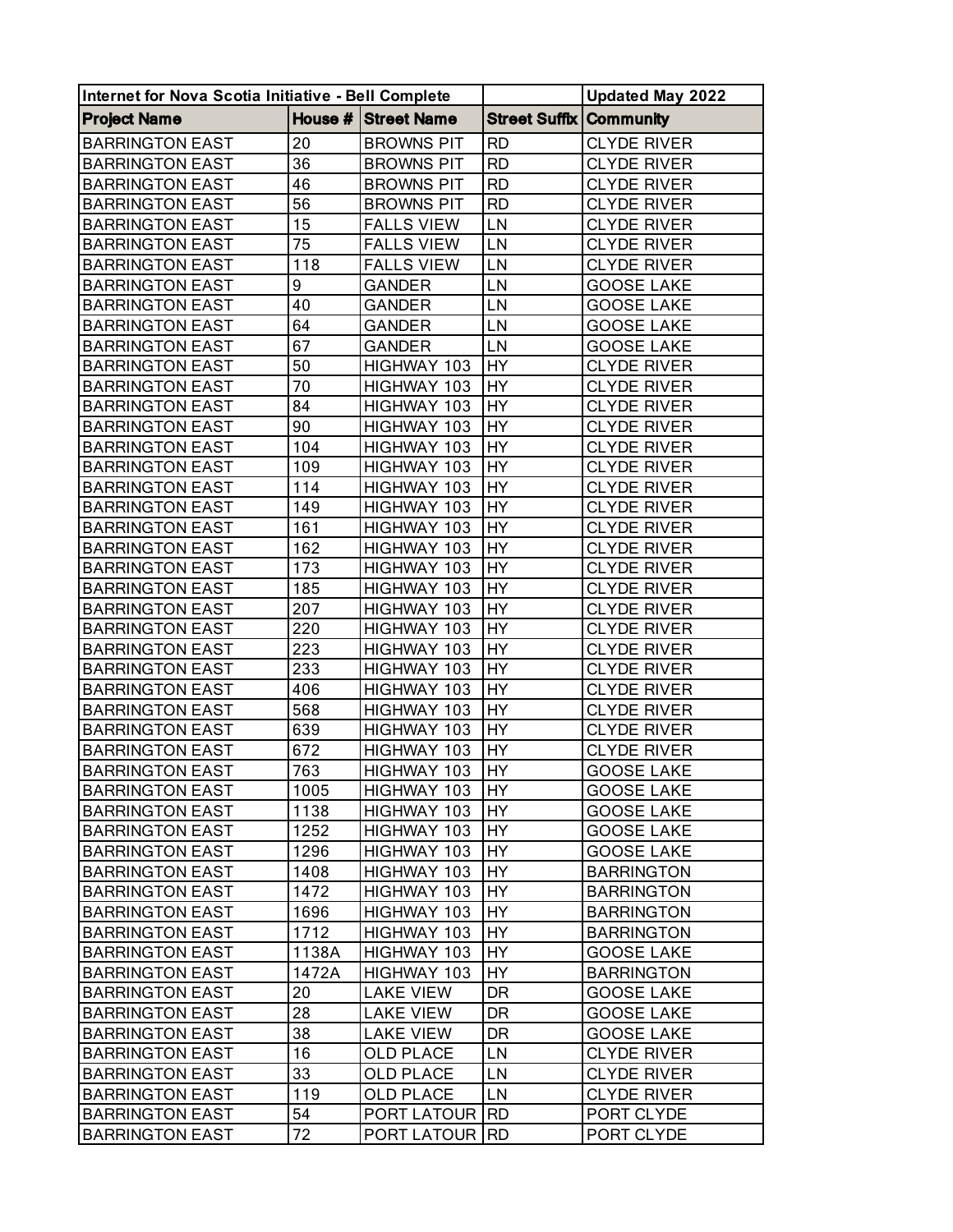| Internet for Nova Scotia Initiative - Bell Complete | | | | Updated May 2022 |
|---|---|---|---|---|
| **Project Name** | **House #** | **Street Name** | **Street Suffix** | **Community** |
| BARRINGTON EAST | 20 | BROWNS PIT | RD | CLYDE RIVER |
| BARRINGTON EAST | 36 | BROWNS PIT | RD | CLYDE RIVER |
| BARRINGTON EAST | 46 | BROWNS PIT | RD | CLYDE RIVER |
| BARRINGTON EAST | 56 | BROWNS PIT | RD | CLYDE RIVER |
| BARRINGTON EAST | 15 | FALLS VIEW | LN | CLYDE RIVER |
| BARRINGTON EAST | 75 | FALLS VIEW | LN | CLYDE RIVER |
| BARRINGTON EAST | 118 | FALLS VIEW | LN | CLYDE RIVER |
| BARRINGTON EAST | 9 | GANDER | LN | GOOSE LAKE |
| BARRINGTON EAST | 40 | GANDER | LN | GOOSE LAKE |
| BARRINGTON EAST | 64 | GANDER | LN | GOOSE LAKE |
| BARRINGTON EAST | 67 | GANDER | LN | GOOSE LAKE |
| BARRINGTON EAST | 50 | HIGHWAY 103 | HY | CLYDE RIVER |
| BARRINGTON EAST | 70 | HIGHWAY 103 | HY | CLYDE RIVER |
| BARRINGTON EAST | 84 | HIGHWAY 103 | HY | CLYDE RIVER |
| BARRINGTON EAST | 90 | HIGHWAY 103 | HY | CLYDE RIVER |
| BARRINGTON EAST | 104 | HIGHWAY 103 | HY | CLYDE RIVER |
| BARRINGTON EAST | 109 | HIGHWAY 103 | HY | CLYDE RIVER |
| BARRINGTON EAST | 114 | HIGHWAY 103 | HY | CLYDE RIVER |
| BARRINGTON EAST | 149 | HIGHWAY 103 | HY | CLYDE RIVER |
| BARRINGTON EAST | 161 | HIGHWAY 103 | HY | CLYDE RIVER |
| BARRINGTON EAST | 162 | HIGHWAY 103 | HY | CLYDE RIVER |
| BARRINGTON EAST | 173 | HIGHWAY 103 | HY | CLYDE RIVER |
| BARRINGTON EAST | 185 | HIGHWAY 103 | HY | CLYDE RIVER |
| BARRINGTON EAST | 207 | HIGHWAY 103 | HY | CLYDE RIVER |
| BARRINGTON EAST | 220 | HIGHWAY 103 | HY | CLYDE RIVER |
| BARRINGTON EAST | 223 | HIGHWAY 103 | HY | CLYDE RIVER |
| BARRINGTON EAST | 233 | HIGHWAY 103 | HY | CLYDE RIVER |
| BARRINGTON EAST | 406 | HIGHWAY 103 | HY | CLYDE RIVER |
| BARRINGTON EAST | 568 | HIGHWAY 103 | HY | CLYDE RIVER |
| BARRINGTON EAST | 639 | HIGHWAY 103 | HY | CLYDE RIVER |
| BARRINGTON EAST | 672 | HIGHWAY 103 | HY | CLYDE RIVER |
| BARRINGTON EAST | 763 | HIGHWAY 103 | HY | GOOSE LAKE |
| BARRINGTON EAST | 1005 | HIGHWAY 103 | HY | GOOSE LAKE |
| BARRINGTON EAST | 1138 | HIGHWAY 103 | HY | GOOSE LAKE |
| BARRINGTON EAST | 1252 | HIGHWAY 103 | HY | GOOSE LAKE |
| BARRINGTON EAST | 1296 | HIGHWAY 103 | HY | GOOSE LAKE |
| BARRINGTON EAST | 1408 | HIGHWAY 103 | HY | BARRINGTON |
| BARRINGTON EAST | 1472 | HIGHWAY 103 | HY | BARRINGTON |
| BARRINGTON EAST | 1696 | HIGHWAY 103 | HY | BARRINGTON |
| BARRINGTON EAST | 1712 | HIGHWAY 103 | HY | BARRINGTON |
| BARRINGTON EAST | 1138A | HIGHWAY 103 | HY | GOOSE LAKE |
| BARRINGTON EAST | 1472A | HIGHWAY 103 | HY | BARRINGTON |
| BARRINGTON EAST | 20 | LAKE VIEW | DR | GOOSE LAKE |
| BARRINGTON EAST | 28 | LAKE VIEW | DR | GOOSE LAKE |
| BARRINGTON EAST | 38 | LAKE VIEW | DR | GOOSE LAKE |
| BARRINGTON EAST | 16 | OLD PLACE | LN | CLYDE RIVER |
| BARRINGTON EAST | 33 | OLD PLACE | LN | CLYDE RIVER |
| BARRINGTON EAST | 119 | OLD PLACE | LN | CLYDE RIVER |
| BARRINGTON EAST | 54 | PORT LATOUR | RD | PORT CLYDE |
| BARRINGTON EAST | 72 | PORT LATOUR | RD | PORT CLYDE |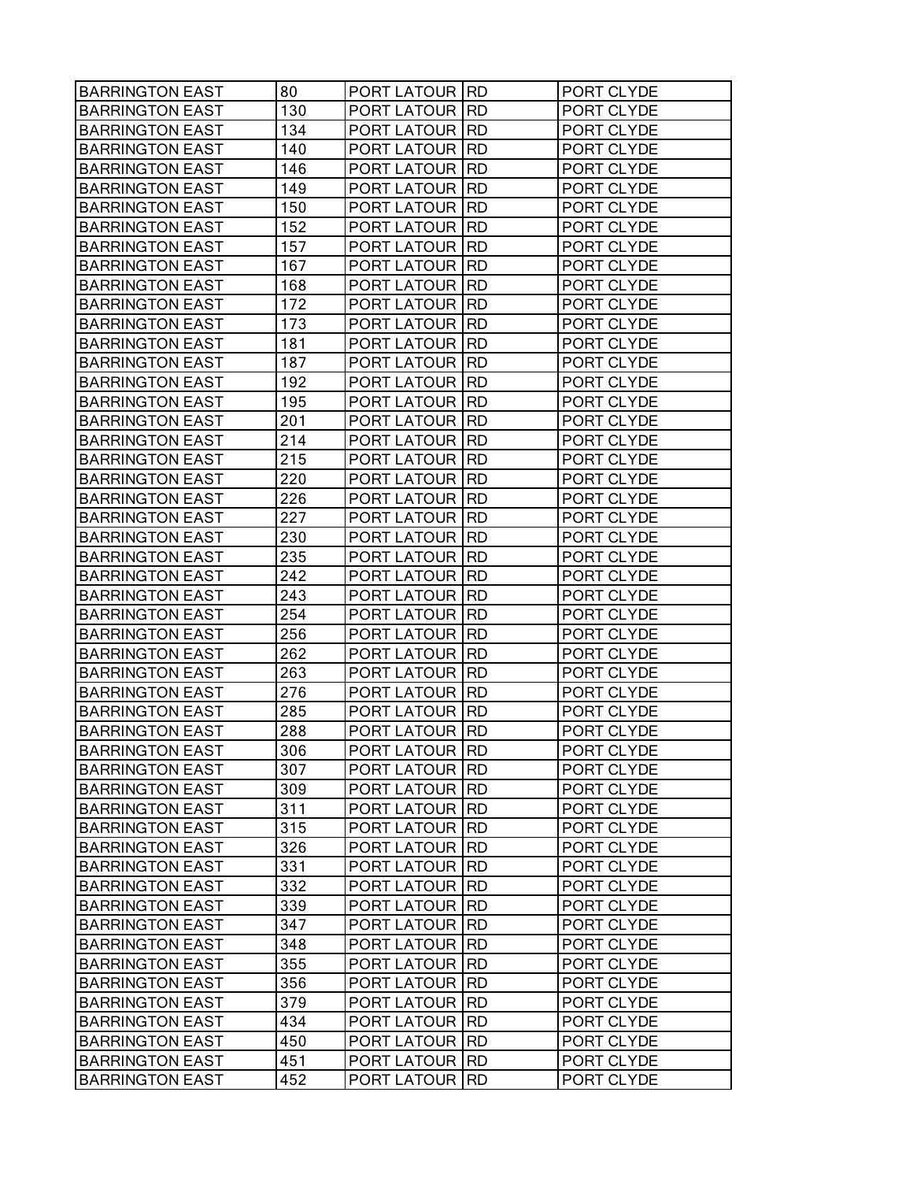| BARRINGTON EAST | 80 | PORT LATOUR | RD | PORT CLYDE |
|---|---|---|---|---|
| BARRINGTON EAST | 130 | PORT LATOUR | RD | PORT CLYDE |
| BARRINGTON EAST | 134 | PORT LATOUR | RD | PORT CLYDE |
| BARRINGTON EAST | 140 | PORT LATOUR | RD | PORT CLYDE |
| BARRINGTON EAST | 146 | PORT LATOUR | RD | PORT CLYDE |
| BARRINGTON EAST | 149 | PORT LATOUR | RD | PORT CLYDE |
| BARRINGTON EAST | 150 | PORT LATOUR | RD | PORT CLYDE |
| BARRINGTON EAST | 152 | PORT LATOUR | RD | PORT CLYDE |
| BARRINGTON EAST | 157 | PORT LATOUR | RD | PORT CLYDE |
| BARRINGTON EAST | 167 | PORT LATOUR | RD | PORT CLYDE |
| BARRINGTON EAST | 168 | PORT LATOUR | RD | PORT CLYDE |
| BARRINGTON EAST | 172 | PORT LATOUR | RD | PORT CLYDE |
| BARRINGTON EAST | 173 | PORT LATOUR | RD | PORT CLYDE |
| BARRINGTON EAST | 181 | PORT LATOUR | RD | PORT CLYDE |
| BARRINGTON EAST | 187 | PORT LATOUR | RD | PORT CLYDE |
| BARRINGTON EAST | 192 | PORT LATOUR | RD | PORT CLYDE |
| BARRINGTON EAST | 195 | PORT LATOUR | RD | PORT CLYDE |
| BARRINGTON EAST | 201 | PORT LATOUR | RD | PORT CLYDE |
| BARRINGTON EAST | 214 | PORT LATOUR | RD | PORT CLYDE |
| BARRINGTON EAST | 215 | PORT LATOUR | RD | PORT CLYDE |
| BARRINGTON EAST | 220 | PORT LATOUR | RD | PORT CLYDE |
| BARRINGTON EAST | 226 | PORT LATOUR | RD | PORT CLYDE |
| BARRINGTON EAST | 227 | PORT LATOUR | RD | PORT CLYDE |
| BARRINGTON EAST | 230 | PORT LATOUR | RD | PORT CLYDE |
| BARRINGTON EAST | 235 | PORT LATOUR | RD | PORT CLYDE |
| BARRINGTON EAST | 242 | PORT LATOUR | RD | PORT CLYDE |
| BARRINGTON EAST | 243 | PORT LATOUR | RD | PORT CLYDE |
| BARRINGTON EAST | 254 | PORT LATOUR | RD | PORT CLYDE |
| BARRINGTON EAST | 256 | PORT LATOUR | RD | PORT CLYDE |
| BARRINGTON EAST | 262 | PORT LATOUR | RD | PORT CLYDE |
| BARRINGTON EAST | 263 | PORT LATOUR | RD | PORT CLYDE |
| BARRINGTON EAST | 276 | PORT LATOUR | RD | PORT CLYDE |
| BARRINGTON EAST | 285 | PORT LATOUR | RD | PORT CLYDE |
| BARRINGTON EAST | 288 | PORT LATOUR | RD | PORT CLYDE |
| BARRINGTON EAST | 306 | PORT LATOUR | RD | PORT CLYDE |
| BARRINGTON EAST | 307 | PORT LATOUR | RD | PORT CLYDE |
| BARRINGTON EAST | 309 | PORT LATOUR | RD | PORT CLYDE |
| BARRINGTON EAST | 311 | PORT LATOUR | RD | PORT CLYDE |
| BARRINGTON EAST | 315 | PORT LATOUR | RD | PORT CLYDE |
| BARRINGTON EAST | 326 | PORT LATOUR | RD | PORT CLYDE |
| BARRINGTON EAST | 331 | PORT LATOUR | RD | PORT CLYDE |
| BARRINGTON EAST | 332 | PORT LATOUR | RD | PORT CLYDE |
| BARRINGTON EAST | 339 | PORT LATOUR | RD | PORT CLYDE |
| BARRINGTON EAST | 347 | PORT LATOUR | RD | PORT CLYDE |
| BARRINGTON EAST | 348 | PORT LATOUR | RD | PORT CLYDE |
| BARRINGTON EAST | 355 | PORT LATOUR | RD | PORT CLYDE |
| BARRINGTON EAST | 356 | PORT LATOUR | RD | PORT CLYDE |
| BARRINGTON EAST | 379 | PORT LATOUR | RD | PORT CLYDE |
| BARRINGTON EAST | 434 | PORT LATOUR | RD | PORT CLYDE |
| BARRINGTON EAST | 450 | PORT LATOUR | RD | PORT CLYDE |
| BARRINGTON EAST | 451 | PORT LATOUR | RD | PORT CLYDE |
| BARRINGTON EAST | 452 | PORT LATOUR | RD | PORT CLYDE |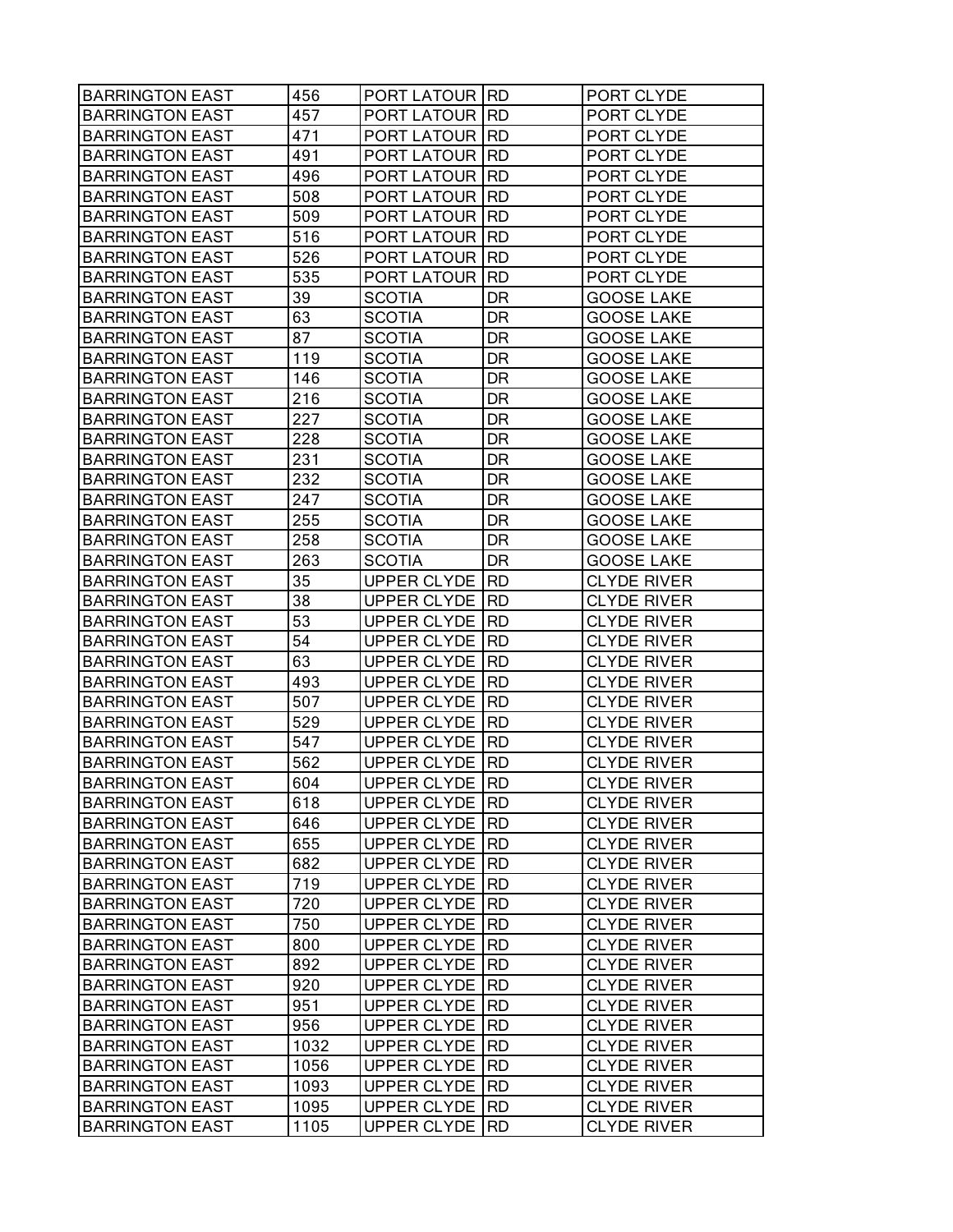| | | | | |
|---|---|---|---|---|
| BARRINGTON EAST | 456 | PORT LATOUR | RD | PORT CLYDE |
| BARRINGTON EAST | 457 | PORT LATOUR | RD | PORT CLYDE |
| BARRINGTON EAST | 471 | PORT LATOUR | RD | PORT CLYDE |
| BARRINGTON EAST | 491 | PORT LATOUR | RD | PORT CLYDE |
| BARRINGTON EAST | 496 | PORT LATOUR | RD | PORT CLYDE |
| BARRINGTON EAST | 508 | PORT LATOUR | RD | PORT CLYDE |
| BARRINGTON EAST | 509 | PORT LATOUR | RD | PORT CLYDE |
| BARRINGTON EAST | 516 | PORT LATOUR | RD | PORT CLYDE |
| BARRINGTON EAST | 526 | PORT LATOUR | RD | PORT CLYDE |
| BARRINGTON EAST | 535 | PORT LATOUR | RD | PORT CLYDE |
| BARRINGTON EAST | 39 | SCOTIA | DR | GOOSE LAKE |
| BARRINGTON EAST | 63 | SCOTIA | DR | GOOSE LAKE |
| BARRINGTON EAST | 87 | SCOTIA | DR | GOOSE LAKE |
| BARRINGTON EAST | 119 | SCOTIA | DR | GOOSE LAKE |
| BARRINGTON EAST | 146 | SCOTIA | DR | GOOSE LAKE |
| BARRINGTON EAST | 216 | SCOTIA | DR | GOOSE LAKE |
| BARRINGTON EAST | 227 | SCOTIA | DR | GOOSE LAKE |
| BARRINGTON EAST | 228 | SCOTIA | DR | GOOSE LAKE |
| BARRINGTON EAST | 231 | SCOTIA | DR | GOOSE LAKE |
| BARRINGTON EAST | 232 | SCOTIA | DR | GOOSE LAKE |
| BARRINGTON EAST | 247 | SCOTIA | DR | GOOSE LAKE |
| BARRINGTON EAST | 255 | SCOTIA | DR | GOOSE LAKE |
| BARRINGTON EAST | 258 | SCOTIA | DR | GOOSE LAKE |
| BARRINGTON EAST | 263 | SCOTIA | DR | GOOSE LAKE |
| BARRINGTON EAST | 35 | UPPER CLYDE | RD | CLYDE RIVER |
| BARRINGTON EAST | 38 | UPPER CLYDE | RD | CLYDE RIVER |
| BARRINGTON EAST | 53 | UPPER CLYDE | RD | CLYDE RIVER |
| BARRINGTON EAST | 54 | UPPER CLYDE | RD | CLYDE RIVER |
| BARRINGTON EAST | 63 | UPPER CLYDE | RD | CLYDE RIVER |
| BARRINGTON EAST | 493 | UPPER CLYDE | RD | CLYDE RIVER |
| BARRINGTON EAST | 507 | UPPER CLYDE | RD | CLYDE RIVER |
| BARRINGTON EAST | 529 | UPPER CLYDE | RD | CLYDE RIVER |
| BARRINGTON EAST | 547 | UPPER CLYDE | RD | CLYDE RIVER |
| BARRINGTON EAST | 562 | UPPER CLYDE | RD | CLYDE RIVER |
| BARRINGTON EAST | 604 | UPPER CLYDE | RD | CLYDE RIVER |
| BARRINGTON EAST | 618 | UPPER CLYDE | RD | CLYDE RIVER |
| BARRINGTON EAST | 646 | UPPER CLYDE | RD | CLYDE RIVER |
| BARRINGTON EAST | 655 | UPPER CLYDE | RD | CLYDE RIVER |
| BARRINGTON EAST | 682 | UPPER CLYDE | RD | CLYDE RIVER |
| BARRINGTON EAST | 719 | UPPER CLYDE | RD | CLYDE RIVER |
| BARRINGTON EAST | 720 | UPPER CLYDE | RD | CLYDE RIVER |
| BARRINGTON EAST | 750 | UPPER CLYDE | RD | CLYDE RIVER |
| BARRINGTON EAST | 800 | UPPER CLYDE | RD | CLYDE RIVER |
| BARRINGTON EAST | 892 | UPPER CLYDE | RD | CLYDE RIVER |
| BARRINGTON EAST | 920 | UPPER CLYDE | RD | CLYDE RIVER |
| BARRINGTON EAST | 951 | UPPER CLYDE | RD | CLYDE RIVER |
| BARRINGTON EAST | 956 | UPPER CLYDE | RD | CLYDE RIVER |
| BARRINGTON EAST | 1032 | UPPER CLYDE | RD | CLYDE RIVER |
| BARRINGTON EAST | 1056 | UPPER CLYDE | RD | CLYDE RIVER |
| BARRINGTON EAST | 1093 | UPPER CLYDE | RD | CLYDE RIVER |
| BARRINGTON EAST | 1095 | UPPER CLYDE | RD | CLYDE RIVER |
| BARRINGTON EAST | 1105 | UPPER CLYDE | RD | CLYDE RIVER |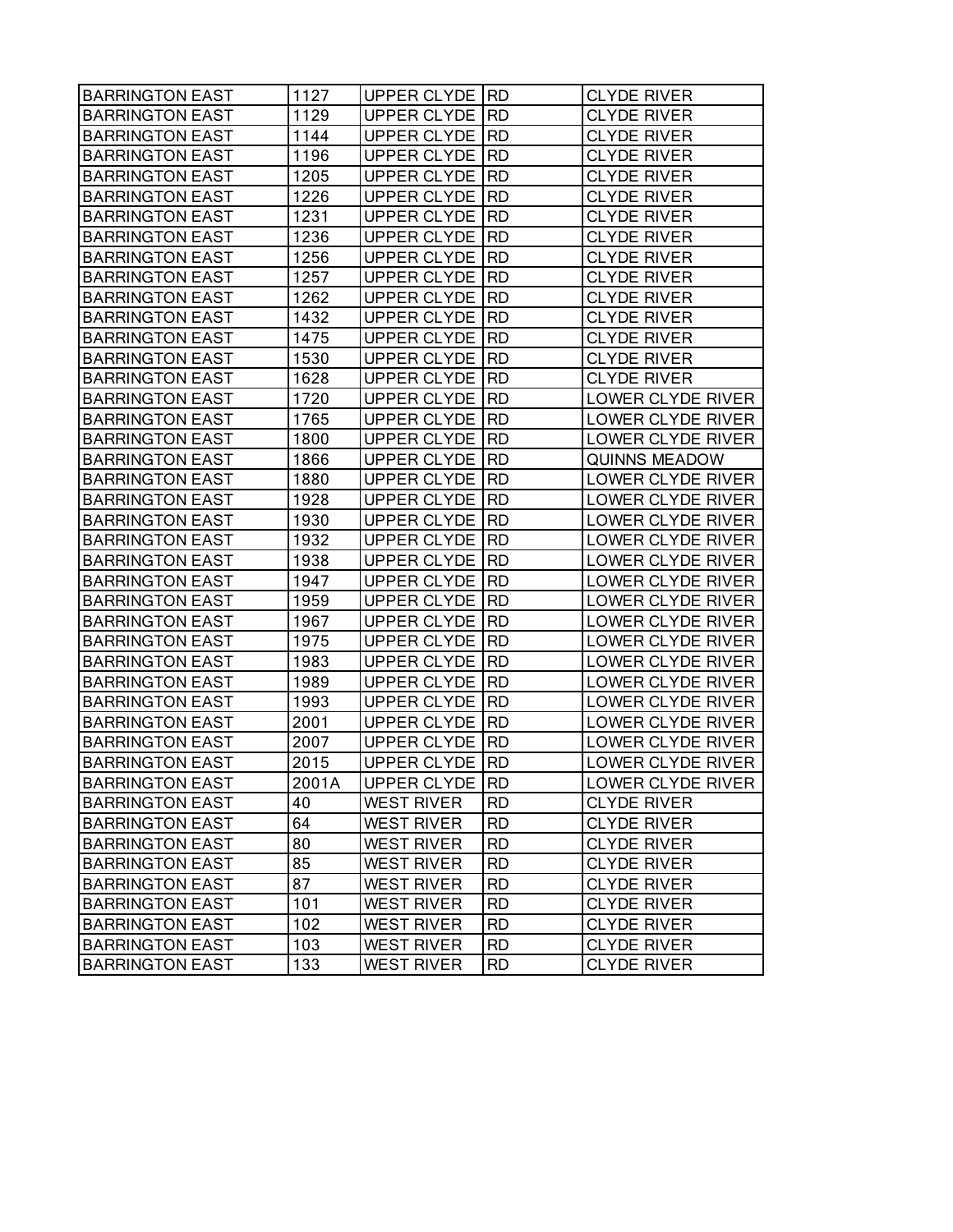| | | | | |
|---|---|---|---|---|
| BARRINGTON EAST | 1127 | UPPER CLYDE | RD | CLYDE RIVER |
| BARRINGTON EAST | 1129 | UPPER CLYDE | RD | CLYDE RIVER |
| BARRINGTON EAST | 1144 | UPPER CLYDE | RD | CLYDE RIVER |
| BARRINGTON EAST | 1196 | UPPER CLYDE | RD | CLYDE RIVER |
| BARRINGTON EAST | 1205 | UPPER CLYDE | RD | CLYDE RIVER |
| BARRINGTON EAST | 1226 | UPPER CLYDE | RD | CLYDE RIVER |
| BARRINGTON EAST | 1231 | UPPER CLYDE | RD | CLYDE RIVER |
| BARRINGTON EAST | 1236 | UPPER CLYDE | RD | CLYDE RIVER |
| BARRINGTON EAST | 1256 | UPPER CLYDE | RD | CLYDE RIVER |
| BARRINGTON EAST | 1257 | UPPER CLYDE | RD | CLYDE RIVER |
| BARRINGTON EAST | 1262 | UPPER CLYDE | RD | CLYDE RIVER |
| BARRINGTON EAST | 1432 | UPPER CLYDE | RD | CLYDE RIVER |
| BARRINGTON EAST | 1475 | UPPER CLYDE | RD | CLYDE RIVER |
| BARRINGTON EAST | 1530 | UPPER CLYDE | RD | CLYDE RIVER |
| BARRINGTON EAST | 1628 | UPPER CLYDE | RD | CLYDE RIVER |
| BARRINGTON EAST | 1720 | UPPER CLYDE | RD | LOWER CLYDE RIVER |
| BARRINGTON EAST | 1765 | UPPER CLYDE | RD | LOWER CLYDE RIVER |
| BARRINGTON EAST | 1800 | UPPER CLYDE | RD | LOWER CLYDE RIVER |
| BARRINGTON EAST | 1866 | UPPER CLYDE | RD | QUINNS MEADOW |
| BARRINGTON EAST | 1880 | UPPER CLYDE | RD | LOWER CLYDE RIVER |
| BARRINGTON EAST | 1928 | UPPER CLYDE | RD | LOWER CLYDE RIVER |
| BARRINGTON EAST | 1930 | UPPER CLYDE | RD | LOWER CLYDE RIVER |
| BARRINGTON EAST | 1932 | UPPER CLYDE | RD | LOWER CLYDE RIVER |
| BARRINGTON EAST | 1938 | UPPER CLYDE | RD | LOWER CLYDE RIVER |
| BARRINGTON EAST | 1947 | UPPER CLYDE | RD | LOWER CLYDE RIVER |
| BARRINGTON EAST | 1959 | UPPER CLYDE | RD | LOWER CLYDE RIVER |
| BARRINGTON EAST | 1967 | UPPER CLYDE | RD | LOWER CLYDE RIVER |
| BARRINGTON EAST | 1975 | UPPER CLYDE | RD | LOWER CLYDE RIVER |
| BARRINGTON EAST | 1983 | UPPER CLYDE | RD | LOWER CLYDE RIVER |
| BARRINGTON EAST | 1989 | UPPER CLYDE | RD | LOWER CLYDE RIVER |
| BARRINGTON EAST | 1993 | UPPER CLYDE | RD | LOWER CLYDE RIVER |
| BARRINGTON EAST | 2001 | UPPER CLYDE | RD | LOWER CLYDE RIVER |
| BARRINGTON EAST | 2007 | UPPER CLYDE | RD | LOWER CLYDE RIVER |
| BARRINGTON EAST | 2015 | UPPER CLYDE | RD | LOWER CLYDE RIVER |
| BARRINGTON EAST | 2001A | UPPER CLYDE | RD | LOWER CLYDE RIVER |
| BARRINGTON EAST | 40 | WEST RIVER | RD | CLYDE RIVER |
| BARRINGTON EAST | 64 | WEST RIVER | RD | CLYDE RIVER |
| BARRINGTON EAST | 80 | WEST RIVER | RD | CLYDE RIVER |
| BARRINGTON EAST | 85 | WEST RIVER | RD | CLYDE RIVER |
| BARRINGTON EAST | 87 | WEST RIVER | RD | CLYDE RIVER |
| BARRINGTON EAST | 101 | WEST RIVER | RD | CLYDE RIVER |
| BARRINGTON EAST | 102 | WEST RIVER | RD | CLYDE RIVER |
| BARRINGTON EAST | 103 | WEST RIVER | RD | CLYDE RIVER |
| BARRINGTON EAST | 133 | WEST RIVER | RD | CLYDE RIVER |